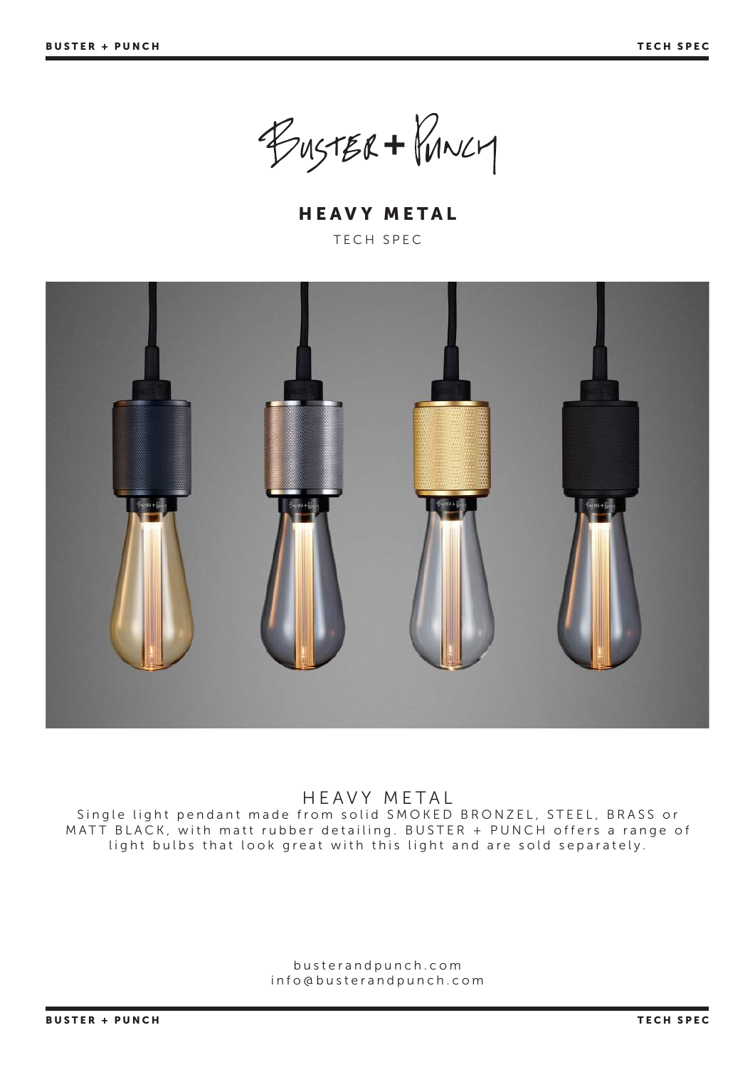# HEAVY METAL

TECH SPEC

## HEAVY METAL

Single light pendant made from solid SMOKED BRONZEL, STEEL, BRASS or MATT BLACK, with matt rubber detailing. BUSTER + PUNCH offers a range of light bulbs that look great with this light and are sold separately.

busterandpunch.com
info@busterandpunch.com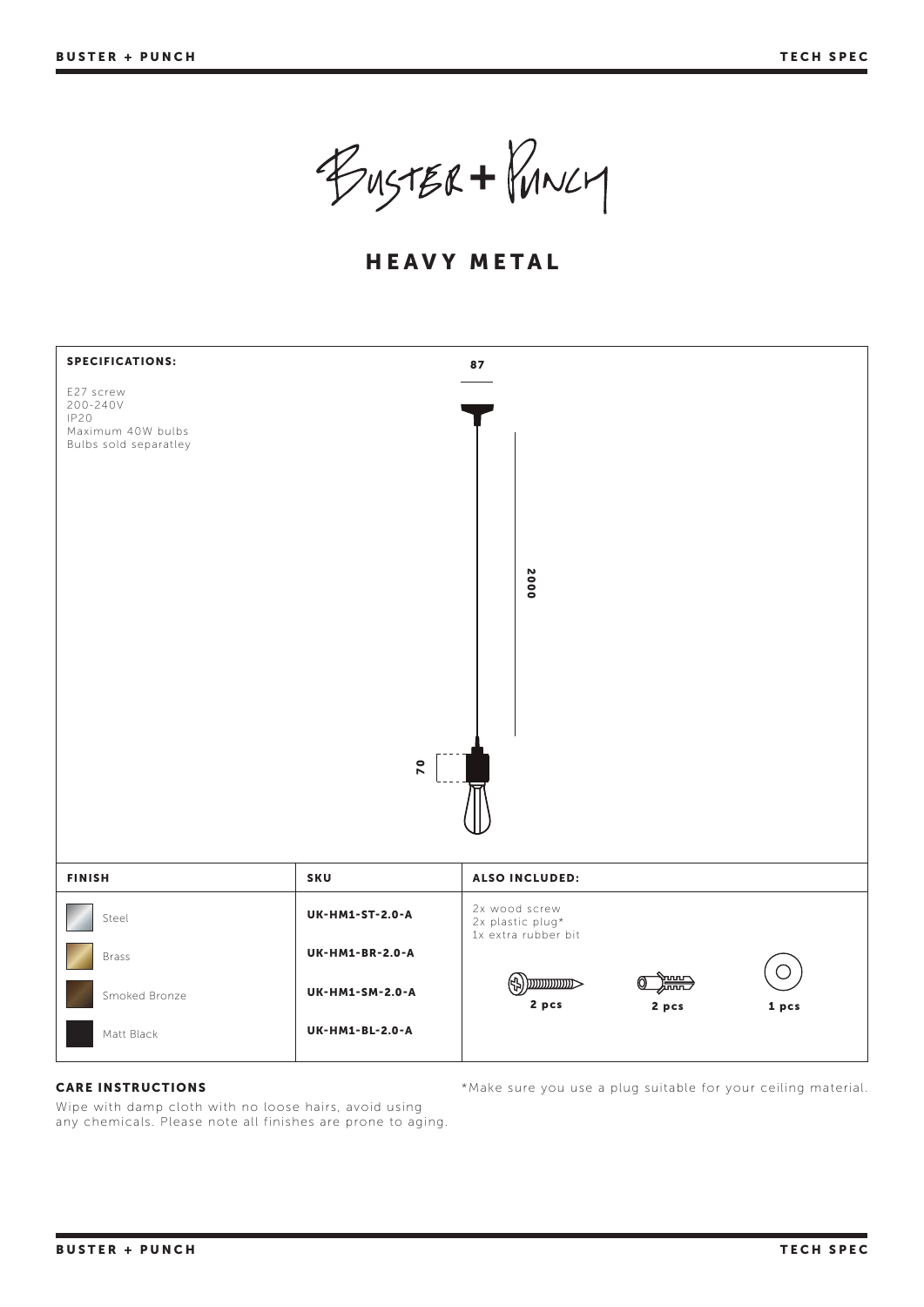# HEAVY METAL

**SPECIFICATIONS:**

E27 screw
200-240V
IP20
Maximum 40W bulbs
Bulbs sold separatley

87

2000

70

| FINISH | SKU | ALSO INCLUDED: |
|---|---|---|
| Steel | **UK-HM1-ST-2.0-A** | 2x wood screw<br>2x plastic plug*<br>1x extra rubber bit |
| Brass | **UK-HM1-BR-2.0-A** | |
| Smoked Bronze | **UK-HM1-SM-2.0-A** | 2 pcs / 2 pcs / 1 pcs |
| Matt Black | **UK-HM1-BL-2.0-A** | |

**CARE INSTRUCTIONS**

Wipe with damp cloth with no loose hairs, avoid using any chemicals. Please note all finishes are prone to aging.

*Make sure you use a plug suitable for your ceiling material.